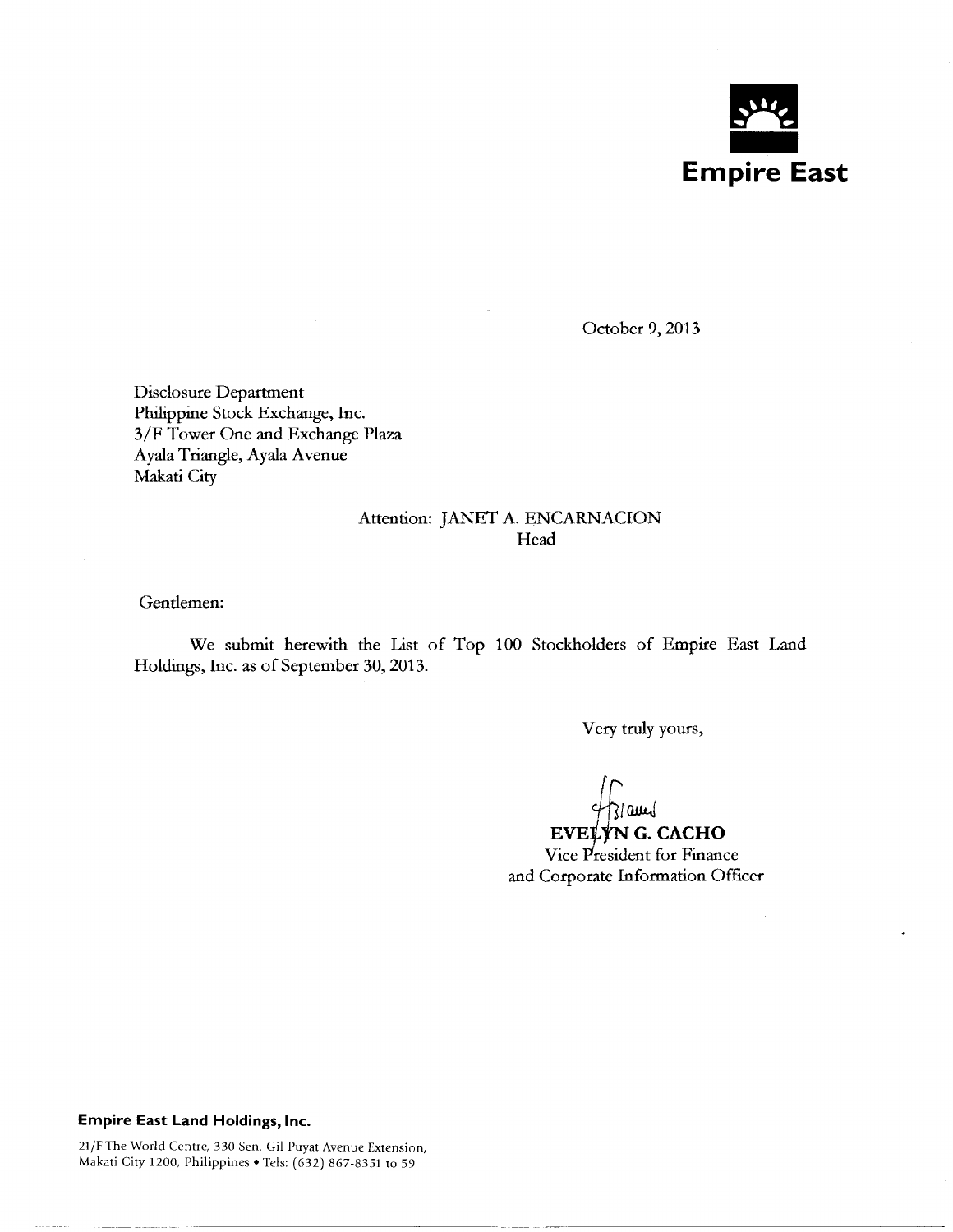**Empire East**

October 9, 2013

Disclosure Department
Philippine Stock Exchange, Inc.
3/F Tower One and Exchange Plaza
Ayala Triangle, Ayala Avenue
Makati City

Attention: JANET A. ENCARNACION
Head

Gentlemen:

We submit herewith the List of Top 100 Stockholders of Empire East Land Holdings, Inc. as of September 30, 2013.

Very truly yours,

**EVELYN G. CACHO**
Vice President for Finance
and Corporate Information Officer

**Empire East Land Holdings, Inc.**

21/F The World Centre, 330 Sen. Gil Puyat Avenue Extension,
Makati City 1200, Philippines • Tels: (632) 867-8351 to 59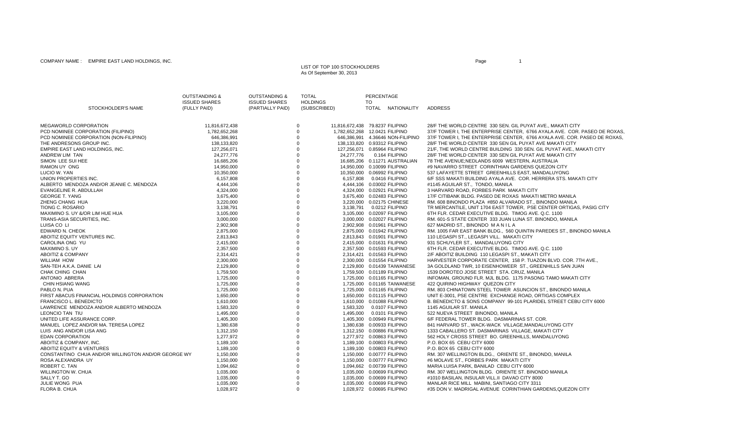COMPANY NAME : EMPIRE EAST LAND HOLDINGS, INC.

LIST OF TOP 100 STOCKHOLDERS
As Of September 30, 2013

| STOCKHOLDER'S NAME | OUTSTANDING & ISSUED SHARES (FULLY PAID) | OUTSTANDING & ISSUED SHARES (PARTIALLY PAID) | TOTAL HOLDINGS (SUBSCRIBED) | PERCENTAGE TO TOTAL | NATIONALITY | ADDRESS |
|---|---|---|---|---|---|---|
| MEGAWORLD CORPORATION | 11,816,672,438 | 0 | 11,816,672,438 | 79.8237 | FILIPINO | 28/F THE WORLD CENTRE 330 SEN. GIL PUYAT AVE., MAKATI CITY |
| PCD NOMINEE CORPORATION (FILIPINO) | 1,782,652,268 | 0 | 1,782,652,268 | 12.0421 | FILIPINO | 37/F TOWER I, THE ENTERPRISE CENTER, 6766 AYALA AVE. COR. PASEO DE ROXAS, |
| PCD NOMINEE CORPORATION (NON-FILIPINO) | 646,386,991 | 0 | 646,386,991 | 4.36646 | NON-FILIPINO | 37/F TOWER I, THE ENTERPRISE CENTER, 6766 AYALA AVE. COR. PASEO DE ROXAS, |
| THE ANDRESONS GROUP INC. | 138,133,820 | 0 | 138,133,820 | 0.93312 | FILIPINO | 28/F THE WORLD CENTER 330 SEN GIL PUYAT AVE MAKATI CITY |
| EMPIRE EAST LAND HOLDINGS, INC. | 127,256,071 | 0 | 127,256,071 | 0.85964 | FILIPINO | 21/F, THE WORLD CENTRE BUILDING 330 SEN. GIL PUYAT AVE., MAKATI CITY |
| ANDREW LIM TAN | 24,277,776 | 0 | 24,277,776 | 0.164 | FILIPINO | 28/F THE WORLD CENTER 330 SEN GIL PUYAT AVE MAKATI CITY |
| SIMON LEE SUI HEE | 16,685,206 | 0 | 16,685,206 | 0.11271 | AUSTRALIAN | 78 THE AVENUE;NEDLANDS 6009 WESTERN, AUSTRALIA |
| RAMON UY ONG | 14,950,000 | 0 | 14,950,000 | 0.10099 | FILIPINO | #9 NAVARRO STREET CORINTHIAN GARDENS QUEZON CITY |
| LUCIO W. YAN | 10,350,000 | 0 | 10,350,000 | 0.06992 | FILIPINO | 537 LAFAYETTE STREET GREENHILLS EAST, MANDALUYONG |
| UNION PROPERTIES INC. | 6,157,808 | 0 | 6,157,808 | 0.0416 | FILIPINO | 6/F SSS MAKATI BUILDING AYALA AVE. COR. HERRERA STS. MAKATI CITY |
| ALBERTO MENDOZA AND/OR JEANIE C. MENDOZA | 4,444,106 | 0 | 4,444,106 | 0.03002 | FILIPINO | #1145 AGUILAR ST., TONDO, MANILA |
| EVANGELINE R. ABDULLAH | 4,324,000 | 0 | 4,324,000 | 0.02921 | FILIPINO | 3 HARVARD ROAD, FORBES PARK MAKATI CITY |
| GEORGE T. YANG | 3,675,400 | 0 | 3,675,400 | 0.02483 | FILIPINO | 17/F CITIBANK BLDG. PASEO DE ROXAS MAKATI METRO MANILA |
| ZHENG CHANG HUA | 3,220,000 | 0 | 3,220,000 | 0.02175 | CHINESE | RM. 608 BINONDO PLAZA #850 ALVARADO ST., BINONDO MANILA |
| TIONG C. ROSARIO | 3,138,791 | 0 | 3,138,791 | 0.0212 | FILIPINO | TR MERCANTILE, UNIT 1704 EAST TOWER, PSE CENTER ORTIGAS, PASIG CITY |
| MAXIMINO S. UY &/OR LIM HUE HUA | 3,105,000 | 0 | 3,105,000 | 0.02097 | FILIPINO | 6TH FLR. CEDAR EXECUTIVE BLDG. TIMOG AVE. Q.C. 1100 |
| TRANS-ASIA SECURITIES, INC. | 3,000,000 | 0 | 3,000,000 | 0.02027 | FILIPINO | RM. 601-S STATE CENTER 333 JUAN LUNA ST. BINONDO, MANILA |
| LUISA CO LI | 2,902,908 | 0 | 2,902,908 | 0.01961 | FILIPINO | 627 MADRID ST., BINONDO M A N I L A |
| EDWARD N. CHEOK | 2,875,000 | 0 | 2,875,000 | 0.01942 | FILIPINO | RM. 1005 FAR EAST BANK BLDG., 560 QUINTIN PAREDES ST., BINONDO MANILA |
| ABOITIZ EQUITY VENTURES INC. | 2,813,843 | 0 | 2,813,843 | 0.01901 | FILIPINO | 110 LEGASPI ST., LEGASPI VILL. MAKATI CITY |
| CAROLINA ONG YU | 2,415,000 | 0 | 2,415,000 | 0.01631 | FILIPINO | 931 SCHUYLER ST., MANDALUYONG CITY |
| MAXIMINO S. UY | 2,357,500 | 0 | 2,357,500 | 0.01593 | FILIPINO | 6TH FLR. CEDAR EXECUTIVE BLDG. TIMOG AVE. Q.C. 1100 |
| ABOITIZ & COMPANY | 2,314,421 | 0 | 2,314,421 | 0.01563 | FILIPINO | 2/F ABOITIZ BUILDING 110 LEGASPI ST., MAKATI CITY |
| WILLIAM HOW | 2,300,000 | 0 | 2,300,000 | 0.01554 | FILIPINO | HARVESTER CORPORATE CENTER, 158 P. TUAZON BLVD. COR. 7TH AVE., |
| SAN-TEH A.K.A. DANIE LAI | 2,129,800 | 0 | 2,129,800 | 0.01439 | TAIWANESE | 3A GOLDLAND TWR, 10 EISENHOWEER ST., GREENHILLS SAN JUAN |
| CHAK CHING CHAN | 1,759,500 | 0 | 1,759,500 | 0.01189 | FILIPINO | 1539 DOROTEO JOSE STREET STA. CRUZ, MANILA |
| ANTONIO ABRERA | 1,725,000 | 0 | 1,725,000 | 0.01165 | FILIPINO | INFOMAN, GROUND FLR. MJL BLDG. 1175 PASONG TAMO MAKATI CITY |
| CHIN HSIANG WANG | 1,725,000 | 0 | 1,725,000 | 0.01165 | TAIWANESE | 422 QUIRINO HIGHWAY QUEZON CITY |
| PABLO N. PUA | 1,725,000 | 0 | 1,725,000 | 0.01165 | FILIPINO | RM. 803 CHINATOWN STEEL TOWER ASUNCION ST., BINONDO MANILA |
| FIRST ABACUS FINANCIAL HOLDINGS CORPORATION | 1,650,000 | 0 | 1,650,000 | 0.01115 | FILIPINO | UNIT E-3001, PSE CENTRE EXCHANGE ROAD, ORTIGAS COMPLEX |
| FRANCISCO L. BENEDICTO | 1,610,000 | 0 | 1,610,000 | 0.01088 | FILIPINO | B. BENEDICTO & SONS COMPANY 99-101 PLARIDEL STREET CEBU CITY 6000 |
| LAWRENCE MENDOZA AND/OR ALBERTO MENDOZA | 1,583,320 | 0 | 1,583,320 | 0.0107 | FILIPINO | 1145 AGUILAR ST. MANILA |
| LEONCIO TAN TIU | 1,495,000 | 0 | 1,495,000 | 0.0101 | FILIPINO | 522 NUEVA STREET BINONDO, MANILA |
| UNITED LIFE ASSURANCE CORP. | 1,405,300 | 0 | 1,405,300 | 0.00949 | FILIPINO | 6/F FEDERAL TOWER BLDG. DASMARINAS ST. COR. |
| MANUEL LOPEZ AND/OR MA. TERESA LOPEZ | 1,380,638 | 0 | 1,380,638 | 0.00933 | FILIPINO | 841 HARVARD ST., WACK-WACK VILLAGE,MANDALUYONG CITY |
| LUIS ANG AND/OR LISA ANG | 1,312,150 | 0 | 1,312,150 | 0.00886 | FILIPINO | 1333 CABALLERO ST. DASMARINAS VILLAGE, MAKATI CITY |
| EDAN CORPORATION | 1,277,972 | 0 | 1,277,972 | 0.00863 | FILIPINO | 562 HOLY CROSS STREET BO. GREENHILLS, MANDALUYONG |
| ABOITIZ & COMPANY, INC. | 1,189,100 | 0 | 1,189,100 | 0.00803 | FILIPINO | P.O. BOX 65 CEBU CITY 6000 |
| ABOITIZ EQUITY & VENTURES | 1,189,100 | 0 | 1,189,100 | 0.00803 | FILIPINO | P.O. BOX 65 CEBU CITY 6000 |
| CONSTANTINO CHUA AND/OR WILLINGTON AND/OR GEORGE WY | 1,150,000 | 0 | 1,150,000 | 0.00777 | FILIPINO | RM. 307 WELLINGTON BLDG., ORIENTE ST., BINONDO, MANILA |
| ROSA ALEXANDRA UY | 1,150,000 | 0 | 1,150,000 | 0.00777 | FILIPINO | #6 MOLAVE ST., FORBES PARK MAKATI CITY |
| ROBERT C. TAN | 1,094,662 | 0 | 1,094,662 | 0.00739 | FILIPINO | MARIA LUISA PARK, BANILAD CEBU CITY 6000 |
| WILLINGTON W. CHUA | 1,035,000 | 0 | 1,035,000 | 0.00699 | FILIPINO | RM. 307 WELLINGTON BLDG. ORIENTE ST. BINONDO MANILA |
| SALLY T. GO | 1,035,000 | 0 | 1,035,000 | 0.00699 | FILIPINO | #1010 BASILAN, INSULAR VILL.II DAVAO CITY 8000 |
| JULIE WONG PUA | 1,035,000 | 0 | 1,035,000 | 0.00699 | FILIPINO | MANLAR RICE MILL MABINI, SANTIAGO CITY 3311 |
| FLORA B. CHUA | 1,028,972 | 0 | 1,028,972 | 0.00695 | FILIPINO | #35 DON V. MADRIGAL AVENUE CORINTHIAN GARDENS,QUEZON CITY |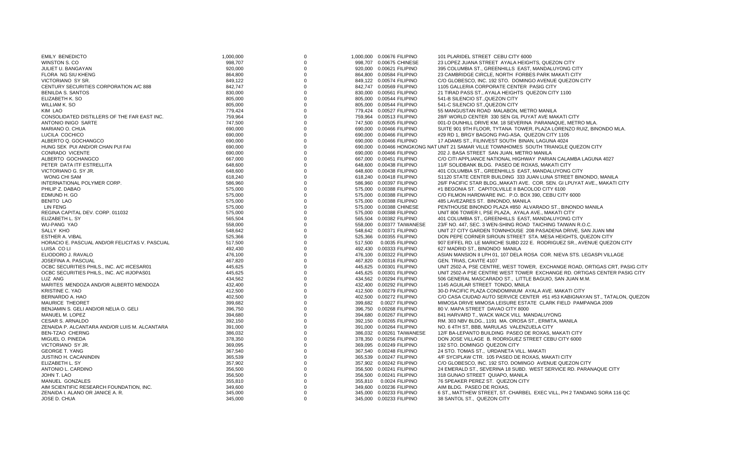| | | | | | | |
|---|---|---|---|---|---|---|
| EMILY BENEDICTO | 1,000,000 | 0 | 1,000,000 | 0.00676 | FILIPINO | 101 PLARIDEL STREET CEBU CITY 6000 |
| WINSTON S. CO | 998,707 | 0 | 998,707 | 0.00675 | CHINESE | 23 LOPEZ JUANA STREET AYALA HEIGHTS, QUEZON CITY |
| JULIET U. BANGAYAN | 920,000 | 0 | 920,000 | 0.00621 | FILIPINO | 395 COLUMBIA ST., GREENHILLS EAST, MANDALUYONG CITY |
| FLORA NG SIU KHENG | 864,800 | 0 | 864,800 | 0.00584 | FILIPINO | 23 CAMBRIDGE CIRCLE, NORTH FORBES PARK MAKATI CITY |
| VICTORIANO SY SR. | 849,122 | 0 | 849,122 | 0.00574 | FILIPINO | C/O GLOBESCO, INC. 192 STO. DOMINGO AVENUE QUEZON CITY |
| CENTURY SECURITIES CORPORATION A/C 888 | 842,747 | 0 | 842,747 | 0.00569 | FILIPINO | 1105 GALLERIA CORPORATE CENTER PASIG CITY |
| BENILDA S. SANTOS | 830,000 | 0 | 830,000 | 0.00561 | FILIPINO | 21 TIRAD PASS ST., AYALA HEIGHTS QUEZON CITY 1100 |
| ELIZABETH K. SO | 805,000 | 0 | 805,000 | 0.00544 | FILIPINO | 541-B SILENCIO ST.,QUEZON CITY |
| WILLIAM K. SO | 805,000 | 0 | 805,000 | 0.00544 | FILIPINO | 541-C SILENCIO ST.,QUEZON CITY |
| KIM LAO | 779,424 | 0 | 779,424 | 0.00527 | FILIPINO | 55 MANGUSTAN ROAD MALABON, METRO MANILA |
| CONSOLIDATED DISTILLERS OF THE FAR EAST INC. | 759,964 | 0 | 759,964 | 0.00513 | FILIPINO | 28/F WORLD CENTER 330 SEN GIL PUYAT AVE MAKATI CITY |
| ANTONIO INIGO SARTE | 747,500 | 0 | 747,500 | 0.00505 | FILIPINO | 001-D DUNHILL DRIVE KM. 18 SEVERINA PARANAQUE, METRO MLA. |
| MARIANO O. CHUA | 690,000 | 0 | 690,000 | 0.00466 | FILIPINO | SUITE 901 9TH FLOOR, TYTANA TOWER, PLAZA LORENZO RUIZ, BINONDO MLA. |
| LUCILA COCHICO | 690,000 | 0 | 690,000 | 0.00466 | FILIPINO | #29 RD 1, BRGY BAGONG PAG-ASA, QUEZON CITY 1105 |
| ALBERTO Q. GOCHANGCO | 690,000 | 0 | 690,000 | 0.00466 | FILIPINO | 17 ADAMS ST., FILINVEST SOUTH BINAN, LAGUNA 4024 |
| HUNG SEK PUI AND/OR CHAN PUI FAI | 690,000 | 0 | 690,000 | 0.00466 | HONGKONG NAT | UNIT 21 SAMAR VILLE TOWNHOMES SOUTH TRIANGLE QUEZON CITY |
| CONRADO VICENTE | 690,000 | 0 | 690,000 | 0.00466 | FILIPINO | 202 J. BASA STREET SAN JUAN, METRO MANILA |
| ALBERTO GOCHANGCO | 667,000 | 0 | 667,000 | 0.00451 | FILIPINO | C/O CITI APPLIANCE NATIONAL HIGHWAY PARIAN CALAMBA LAGUNA 4027 |
| PETER DATA ITF ESTRELLITA | 648,600 | 0 | 648,600 | 0.00438 | FILIPINO | 11/F SOLIDBANK BLDG. PASEO DE ROXAS, MAKATI CITY |
| VICTORIANO G. SY JR. | 648,600 | 0 | 648,600 | 0.00438 | FILIPINO | 401 COLUMBIA ST., GREENHILLS EAST, MANDALUYONG CITY |
| WONG CHI SAM | 618,240 | 0 | 618,240 | 0.00418 | FILIPINO | S1120 STATE CENTER BUILDING 333 JUAN LUNA STREET BINONDO, MANILA |
| INTERNATIONAL POLYMER CORP. | 586,960 | 0 | 586,960 | 0.00397 | FILIPINO | 26/F PACIFIC STAR BLDG.,MAKATI AVE. COR. SEN. GI LPUYAT AVE., MAKATI CITY |
| PHILIP Z. DABAO | 575,000 | 0 | 575,000 | 0.00388 | FILIPINO | #1 BEGONIA ST. CAPITOLVILLE II BACOLOD CITY 6100 |
| EDMUND H. GO | 575,000 | 0 | 575,000 | 0.00388 | FILIPINO | C/O FILMON HARDWARE INC. P.O. BOX 390, CEBU CITY 6000 |
| BENITO LAO | 575,000 | 0 | 575,000 | 0.00388 | FILIPINO | 485 LAVEZARES ST. BINONDO, MANILA |
| LIN FENG | 575,000 | 0 | 575,000 | 0.00388 | CHINESE | PENTHOUSE BINONDO PLAZA #850 ALVARADO ST., BINONDO MANILA |
| REGINA CAPITAL DEV. CORP. 011032 | 575,000 | 0 | 575,000 | 0.00388 | FILIPINO | UNIT 806 TOWER I, PSE PLAZA, AYALA AVE., MAKATI CITY |
| ELIZABETH L. SY | 565,504 | 0 | 565,504 | 0.00382 | FILIPINO | 401 COLUMBIA ST., GREENHILLS EAST, MANDALUYONG CITY |
| WU-PANG YAO | 558,000 | 0 | 558,000 | 0.00377 | TAIWANESE | 23/F NO. 447, SEC. 3 WEN-SHING ROAD TAICHING TAIWAN R.O.C. |
| SALLY KHO | 548,642 | 0 | 548,642 | 0.00371 | FILIPINO | UNIT 27 CITY GARDEN TOWNHOUSE 208 PASADENA DRIVE, SAN JUAN MM |
| ESTHER A. VIBAL | 525,366 | 0 | 525,366 | 0.00355 | FILIPINO | DON PEPE CORNER SIROUN STREET STA. MESA HEIGHTS, QUEZON CITY |
| HORACIO E. PASCUAL AND/OR FELICITAS V. PASCUAL | 517,500 | 0 | 517,500 | 0.0035 | FILIPINO | 907 EIFFEL RD. LE MARICHE SUBD 222 E. RODRIGUEZ SR., AVENUE QUEZON CITY |
| LUISA CO LI | 492,430 | 0 | 492,430 | 0.00333 | FILIPINO | 627 MADRID ST., BINONDO MANILA |
| ELIODORO J. RAVALO | 476,100 | 0 | 476,100 | 0.00322 | FILIPINO | ASIAN MANSION II LPH 01, 107 DELA ROSA COR. NIEVA STS. LEGASPI VILLAGE |
| JOSEFINA A. PASCUAL | 467,820 | 0 | 467,820 | 0.00316 | FILIPINO | GEN. TRIAS, CAVITE 4107 |
| OCBC SECURITIES PHILS., INC. A/C #ICESAR01 | 445,625 | 0 | 445,625 | 0.00301 | FILIPINO | UNIT 2502-A, PSE CENTRE, WEST TOWER, EXCHANGE ROAD, ORTIGAS CRT, PASIG CITY |
| OCBC SECURITIES PHILS., INC. A/C #IJOPAS01 | 445,625 | 0 | 445,625 | 0.00301 | FILIPINO | UNIT 2502-A PSE CENTRE WEST TOWER EXCHANGE RD. ORTIGAS CENTER PASIG CITY |
| LUZ ANG | 434,562 | 0 | 434,562 | 0.00294 | FILIPINO | 506 GENERAL MASCARADO ST., LITTLE BAGUIO, SAN JUAN M.M. |
| MARITES MENDOZA AND/OR ALBERTO MENDOZA | 432,400 | 0 | 432,400 | 0.00292 | FILIPINO | 1145 AGUILAR STREET TONDO, MNILA |
| KRISTINE C. YAO | 412,500 | 0 | 412,500 | 0.00279 | FILIPINO | 30-D PACIFIC PLAZA CONDOMINIUM AYALA AVE. MAKATI CITY |
| BERNARDO A. HAO | 402,500 | 0 | 402,500 | 0.00272 | FILIPINO | C/O CASA CIUDAD AUTO SERVICE CENTER #51 #53 KABIGNAYAN ST., TATALON, QUEZON |
| MAURICE THEORET | 399,682 | 0 | 399,682 | 0.0027 | FILIPINO | MIMOSA DRIVE MIMOSA LEISURE ESTATE CLARK FIELD PAMPANGA 2009 |
| BENJAMIN S. GELI AND/OR NELIA O. GELI | 396,750 | 0 | 396,750 | 0.00268 | FILIPINO | 80 V. MAPA STREET DAVAO CITY 8000 |
| MANUEL M. LOPEZ | 394,680 | 0 | 394,680 | 0.00267 | FILIPINO | 841 HARVARD T., WACK WACK VILL MANDALUYONG |
| CESAR S. ARNALDO | 392,150 | 0 | 392,150 | 0.00265 | FILIPINO | RM. 303 NBV BLDG., 1191 MA. OROSA ST., ERMITA, MANILA |
| ZENAIDA P. ALCANTARA AND/OR LUIS M. ALCANTARA | 391,000 | 0 | 391,000 | 0.00264 | FILIPINO | NO. 6 4TH ST, BBB, MARULAS VALENZUELA CITY |
| BEN-TZAO CHERNG | 386,032 | 0 | 386,032 | 0.00261 | TAIWANESE | 12/F BA-LEPANTO BUILDING PASEO DE ROXAS, MAKATI CITY |
| MIGUEL O. PINEDA | 378,350 | 0 | 378,350 | 0.00256 | FILIPINO | DON JOSE VILLAGE B. RODRIGUEZ STREET CEBU CITY 6000 |
| VICTORIANO SY JR. | 369,095 | 0 | 369,095 | 0.00249 | FILIPINO | 192 STO. DOMINGO QUEZON CITY |
| GEORGE T. YANG | 367,540 | 0 | 367,540 | 0.00248 | FILIPINO | 24 STO. TOMAS ST., URDANETA VILL. MAKATI |
| JUSTINO H. CACANINDIN | 365,539 | 0 | 365,539 | 0.00247 | FILIPINO | 4/F SYCIPLAW CTR. 105 PASEO DE ROXAS, MAKATI CITY |
| ELIZABETH L. SY | 357,902 | 0 | 357,902 | 0.00242 | FILIPINO | C/O GLOBESCO, INC. 192 STO. DOMINGO AVENUE QUEZON CITY |
| ANTONIO L. CARDINO | 356,500 | 0 | 356,500 | 0.00241 | FILIPINO | 24 EMERALD ST., SEVERINA 18 SUBD. WEST SERVICE RD. PARANAQUE CITY |
| JOHN T. LAO | 356,500 | 0 | 356,500 | 0.00241 | FILIPINO | 318 GUNAO STREET QUIAPO, MANILA |
| MANUEL GONZALES | 355,810 | 0 | 355,810 | 0.0024 | FILIPINO | 76 SPEAKER PEREZ ST. QUEZON CITY |
| AIM SCIENTIFIC RESEARCH FOUNDATION, INC. | 349,600 | 0 | 349,600 | 0.00236 | FILIPINO | AIM BLDG. PASEO DE ROXAS, |
| ZENAIDA I. ALANO OR JANICE A. R. | 345,000 | 0 | 345,000 | 0.00233 | FILIPINO | 6 ST., MATTHEW STREET, ST. CHARBEL EXEC VILL, PH 2 TANDANG SORA 116 QC |
| JOSE D. CHUA | 345,000 | 0 | 345,000 | 0.00233 | FILIPINO | 38 SANTOL ST., QUEZON CITY |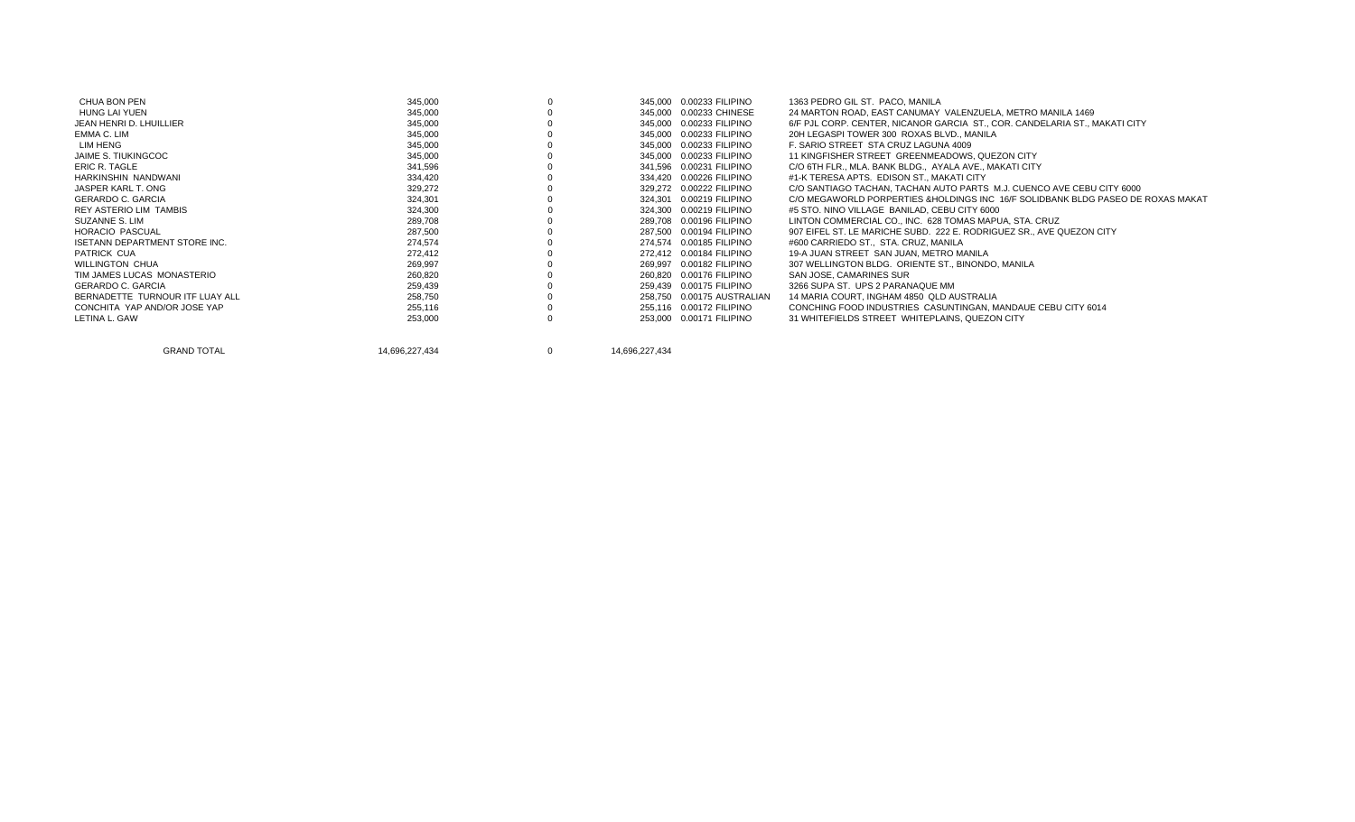| | | | | | | |
|---|---|---|---|---|---|---|
| CHUA BON PEN | 345,000 | 0 | 345,000 | 0.00233 | FILIPINO | 1363 PEDRO GIL ST. PACO, MANILA |
| HUNG LAI YUEN | 345,000 | 0 | 345,000 | 0.00233 | CHINESE | 24 MARTON ROAD, EAST CANUMAY VALENZUELA, METRO MANILA 1469 |
| JEAN HENRI D. LHUILLIER | 345,000 | 0 | 345,000 | 0.00233 | FILIPINO | 6/F PJL CORP. CENTER, NICANOR GARCIA ST., COR. CANDELARIA ST., MAKATI CITY |
| EMMA C. LIM | 345,000 | 0 | 345,000 | 0.00233 | FILIPINO | 20H LEGASPI TOWER 300 ROXAS BLVD., MANILA |
| LIM HENG | 345,000 | 0 | 345,000 | 0.00233 | FILIPINO | F. SARIO STREET STA CRUZ LAGUNA 4009 |
| JAIME S. TIUKINGCOC | 345,000 | 0 | 345,000 | 0.00233 | FILIPINO | 11 KINGFISHER STREET GREENMEADOWS, QUEZON CITY |
| ERIC R. TAGLE | 341,596 | 0 | 341,596 | 0.00231 | FILIPINO | C/O 6TH FLR., MLA. BANK BLDG., AYALA AVE., MAKATI CITY |
| HARKINSHIN NANDWANI | 334,420 | 0 | 334,420 | 0.00226 | FILIPINO | #1-K TERESA APTS. EDISON ST., MAKATI CITY |
| JASPER KARL T. ONG | 329,272 | 0 | 329,272 | 0.00222 | FILIPINO | C/O SANTIAGO TACHAN, TACHAN AUTO PARTS M.J. CUENCO AVE CEBU CITY 6000 |
| GERARDO C. GARCIA | 324,301 | 0 | 324,301 | 0.00219 | FILIPINO | C/O MEGAWORLD PORPERTIES &HOLDINGS INC 16/F SOLIDBANK BLDG PASEO DE ROXAS MAKAT |
| REY ASTERIO LIM TAMBIS | 324,300 | 0 | 324,300 | 0.00219 | FILIPINO | #5 STO. NINO VILLAGE BANILAD, CEBU CITY 6000 |
| SUZANNE S. LIM | 289,708 | 0 | 289,708 | 0.00196 | FILIPINO | LINTON COMMERCIAL CO., INC. 628 TOMAS MAPUA, STA. CRUZ |
| HORACIO PASCUAL | 287,500 | 0 | 287,500 | 0.00194 | FILIPINO | 907 EIFEL ST. LE MARICHE SUBD. 222 E. RODRIGUEZ SR., AVE QUEZON CITY |
| ISETANN DEPARTMENT STORE INC. | 274,574 | 0 | 274,574 | 0.00185 | FILIPINO | #600 CARRIEDO ST., STA. CRUZ, MANILA |
| PATRICK CUA | 272,412 | 0 | 272,412 | 0.00184 | FILIPINO | 19-A JUAN STREET SAN JUAN, METRO MANILA |
| WILLINGTON CHUA | 269,997 | 0 | 269,997 | 0.00182 | FILIPINO | 307 WELLINGTON BLDG. ORIENTE ST., BINONDO, MANILA |
| TIM JAMES LUCAS MONASTERIO | 260,820 | 0 | 260,820 | 0.00176 | FILIPINO | SAN JOSE, CAMARINES SUR |
| GERARDO C. GARCIA | 259,439 | 0 | 259,439 | 0.00175 | FILIPINO | 3266 SUPA ST. UPS 2 PARANAQUE MM |
| BERNADETTE TURNOUR ITF LUAY ALL | 258,750 | 0 | 258,750 | 0.00175 | AUSTRALIAN | 14 MARIA COURT, INGHAM 4850 QLD AUSTRALIA |
| CONCHITA YAP AND/OR JOSE YAP | 255,116 | 0 | 255,116 | 0.00172 | FILIPINO | CONCHING FOOD INDUSTRIES CASUNTINGAN, MANDAUE CEBU CITY 6014 |
| LETINA L. GAW | 253,000 | 0 | 253,000 | 0.00171 | FILIPINO | 31 WHITEFIELDS STREET WHITEPLAINS, QUEZON CITY |
| | | | | | | |
| GRAND TOTAL | 14,696,227,434 | 0 | 14,696,227,434 | | | |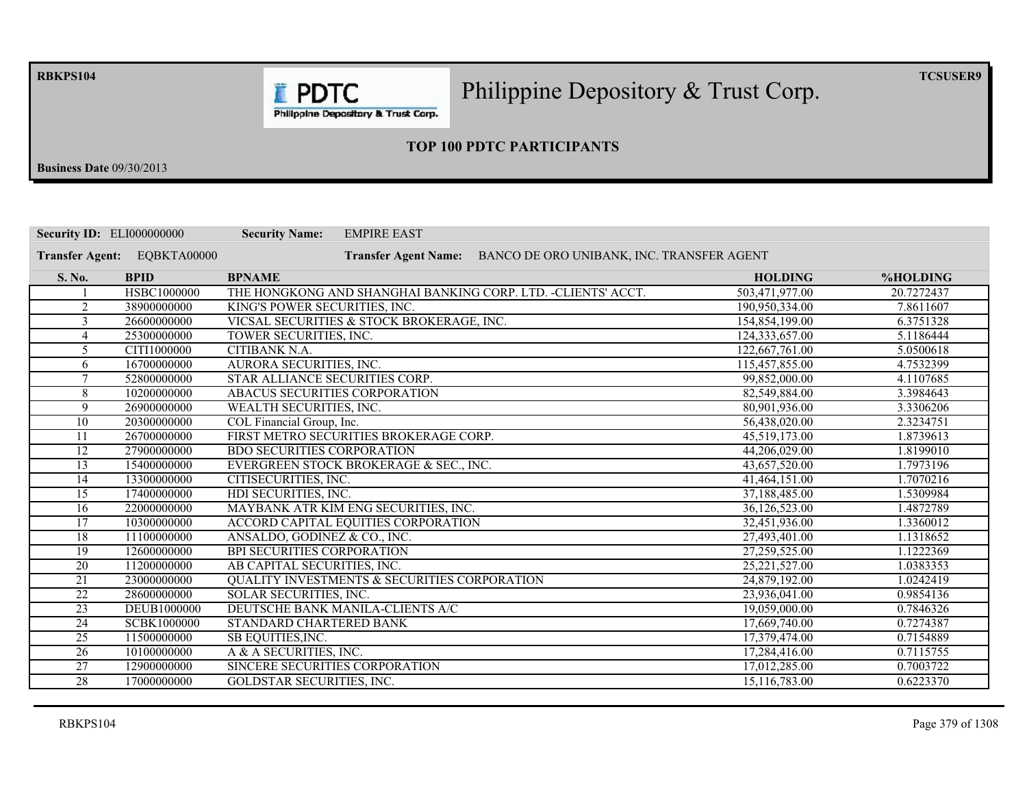RBKPS104 TCSUSER9

# Philippine Depository & Trust Corp.

## TOP 100 PDTC PARTICIPANTS

**Business Date** 09/30/2013

**Security ID:** ELI000000000 **Security Name:** EMPIRE EAST

**Transfer Agent:** EQBKTA00000 **Transfer Agent Name:** BANCO DE ORO UNIBANK, INC. TRANSFER AGENT

| S. No. | BPID | BPNAME | HOLDING | %HOLDING |
|---|---|---|---|---|
| 1 | HSBC1000000 | THE HONGKONG AND SHANGHAI BANKING CORP. LTD. -CLIENTS' ACCT. | 503,471,977.00 | 20.7272437 |
| 2 | 38900000000 | KING'S POWER SECURITIES, INC. | 190,950,334.00 | 7.8611607 |
| 3 | 26600000000 | VICSAL SECURITIES & STOCK BROKERAGE, INC. | 154,854,199.00 | 6.3751328 |
| 4 | 25300000000 | TOWER SECURITIES, INC. | 124,333,657.00 | 5.1186444 |
| 5 | CITI1000000 | CITIBANK N.A. | 122,667,761.00 | 5.0500618 |
| 6 | 16700000000 | AURORA SECURITIES, INC. | 115,457,855.00 | 4.7532399 |
| 7 | 52800000000 | STAR ALLIANCE SECURITIES CORP. | 99,852,000.00 | 4.1107685 |
| 8 | 10200000000 | ABACUS SECURITIES CORPORATION | 82,549,884.00 | 3.3984643 |
| 9 | 26900000000 | WEALTH SECURITIES, INC. | 80,901,936.00 | 3.3306206 |
| 10 | 20300000000 | COL Financial Group, Inc. | 56,438,020.00 | 2.3234751 |
| 11 | 26700000000 | FIRST METRO SECURITIES BROKERAGE CORP. | 45,519,173.00 | 1.8739613 |
| 12 | 27900000000 | BDO SECURITIES CORPORATION | 44,206,029.00 | 1.8199010 |
| 13 | 15400000000 | EVERGREEN STOCK BROKERAGE & SEC., INC. | 43,657,520.00 | 1.7973196 |
| 14 | 13300000000 | CITISECURITIES, INC. | 41,464,151.00 | 1.7070216 |
| 15 | 17400000000 | HDI SECURITIES, INC. | 37,188,485.00 | 1.5309984 |
| 16 | 22000000000 | MAYBANK ATR KIM ENG SECURITIES, INC. | 36,126,523.00 | 1.4872789 |
| 17 | 10300000000 | ACCORD CAPITAL EQUITIES CORPORATION | 32,451,936.00 | 1.3360012 |
| 18 | 11100000000 | ANSALDO, GODINEZ & CO., INC. | 27,493,401.00 | 1.1318652 |
| 19 | 12600000000 | BPI SECURITIES CORPORATION | 27,259,525.00 | 1.1222369 |
| 20 | 11200000000 | AB CAPITAL SECURITIES, INC. | 25,221,527.00 | 1.0383353 |
| 21 | 23000000000 | QUALITY INVESTMENTS & SECURITIES CORPORATION | 24,879,192.00 | 1.0242419 |
| 22 | 28600000000 | SOLAR SECURITIES, INC. | 23,936,041.00 | 0.9854136 |
| 23 | DEUB1000000 | DEUTSCHE BANK MANILA-CLIENTS A/C | 19,059,000.00 | 0.7846326 |
| 24 | SCBK1000000 | STANDARD CHARTERED BANK | 17,669,740.00 | 0.7274387 |
| 25 | 11500000000 | SB EQUITIES,INC. | 17,379,474.00 | 0.7154889 |
| 26 | 10100000000 | A & A SECURITIES, INC. | 17,284,416.00 | 0.7115755 |
| 27 | 12900000000 | SINCERE SECURITIES CORPORATION | 17,012,285.00 | 0.7003722 |
| 28 | 17000000000 | GOLDSTAR SECURITIES, INC. | 15,116,783.00 | 0.6223370 |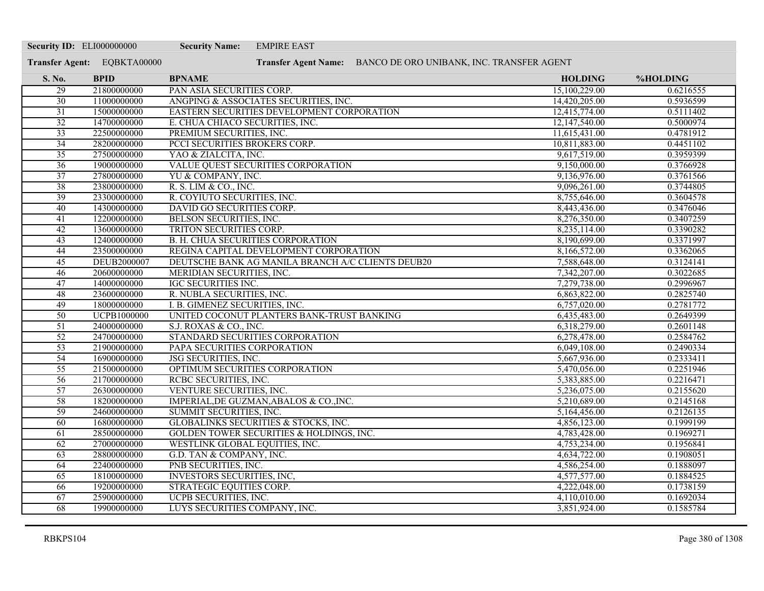**Security ID:** ELI000000000 **Security Name:** EMPIRE EAST

**Transfer Agent:** EQBKTA00000 **Transfer Agent Name:** BANCO DE ORO UNIBANK, INC. TRANSFER AGENT

| S. No. | BPID | BPNAME | HOLDING | %HOLDING |
|---|---|---|---|---|
| 29 | 21800000000 | PAN ASIA SECURITIES CORP. | 15,100,229.00 | 0.6216555 |
| 30 | 11000000000 | ANGPING & ASSOCIATES SECURITIES, INC. | 14,420,205.00 | 0.5936599 |
| 31 | 15000000000 | EASTERN SECURITIES DEVELOPMENT CORPORATION | 12,415,774.00 | 0.5111402 |
| 32 | 14700000000 | E. CHUA CHIACO SECURITIES, INC. | 12,147,540.00 | 0.5000974 |
| 33 | 22500000000 | PREMIUM SECURITIES, INC. | 11,615,431.00 | 0.4781912 |
| 34 | 28200000000 | PCCI SECURITIES BROKERS CORP. | 10,811,883.00 | 0.4451102 |
| 35 | 27500000000 | YAO & ZIALCITA, INC. | 9,617,519.00 | 0.3959399 |
| 36 | 19000000000 | VALUE QUEST SECURITIES CORPORATION | 9,150,000.00 | 0.3766928 |
| 37 | 27800000000 | YU & COMPANY, INC. | 9,136,976.00 | 0.3761566 |
| 38 | 23800000000 | R. S. LIM & CO., INC. | 9,096,261.00 | 0.3744805 |
| 39 | 23300000000 | R. COYIUTO SECURITIES, INC. | 8,755,646.00 | 0.3604578 |
| 40 | 14300000000 | DAVID GO SECURITIES CORP. | 8,443,436.00 | 0.3476046 |
| 41 | 12200000000 | BELSON SECURITIES, INC. | 8,276,350.00 | 0.3407259 |
| 42 | 13600000000 | TRITON SECURITIES CORP. | 8,235,114.00 | 0.3390282 |
| 43 | 12400000000 | B. H. CHUA SECURITIES CORPORATION | 8,190,699.00 | 0.3371997 |
| 44 | 23500000000 | REGINA CAPITAL DEVELOPMENT CORPORATION | 8,166,572.00 | 0.3362065 |
| 45 | DEUB2000007 | DEUTSCHE BANK AG MANILA BRANCH A/C CLIENTS DEUB20 | 7,588,648.00 | 0.3124141 |
| 46 | 20600000000 | MERIDIAN SECURITIES, INC. | 7,342,207.00 | 0.3022685 |
| 47 | 14000000000 | IGC SECURITIES INC. | 7,279,738.00 | 0.2996967 |
| 48 | 23600000000 | R. NUBLA SECURITIES, INC. | 6,863,822.00 | 0.2825740 |
| 49 | 18000000000 | I. B. GIMENEZ SECURITIES, INC. | 6,757,020.00 | 0.2781772 |
| 50 | UCPB1000000 | UNITED COCONUT PLANTERS BANK-TRUST BANKING | 6,435,483.00 | 0.2649399 |
| 51 | 24000000000 | S.J. ROXAS & CO., INC. | 6,318,279.00 | 0.2601148 |
| 52 | 24700000000 | STANDARD SECURITIES CORPORATION | 6,278,478.00 | 0.2584762 |
| 53 | 21900000000 | PAPA SECURITIES CORPORATION | 6,049,108.00 | 0.2490334 |
| 54 | 16900000000 | JSG SECURITIES, INC. | 5,667,936.00 | 0.2333411 |
| 55 | 21500000000 | OPTIMUM SECURITIES CORPORATION | 5,470,056.00 | 0.2251946 |
| 56 | 21700000000 | RCBC SECURITIES, INC. | 5,383,885.00 | 0.2216471 |
| 57 | 26300000000 | VENTURE SECURITIES, INC. | 5,236,075.00 | 0.2155620 |
| 58 | 18200000000 | IMPERIAL,DE GUZMAN,ABALOS & CO.,INC. | 5,210,689.00 | 0.2145168 |
| 59 | 24600000000 | SUMMIT SECURITIES, INC. | 5,164,456.00 | 0.2126135 |
| 60 | 16800000000 | GLOBALINKS SECURITIES & STOCKS, INC. | 4,856,123.00 | 0.1999199 |
| 61 | 28500000000 | GOLDEN TOWER SECURITIES & HOLDINGS, INC. | 4,783,428.00 | 0.1969271 |
| 62 | 27000000000 | WESTLINK GLOBAL EQUITIES, INC. | 4,753,234.00 | 0.1956841 |
| 63 | 28800000000 | G.D. TAN & COMPANY, INC. | 4,634,722.00 | 0.1908051 |
| 64 | 22400000000 | PNB SECURITIES, INC. | 4,586,254.00 | 0.1888097 |
| 65 | 18100000000 | INVESTORS SECURITIES, INC, | 4,577,577.00 | 0.1884525 |
| 66 | 19200000000 | STRATEGIC EQUITIES CORP. | 4,222,048.00 | 0.1738159 |
| 67 | 25900000000 | UCPB SECURITIES, INC. | 4,110,010.00 | 0.1692034 |
| 68 | 19900000000 | LUYS SECURITIES COMPANY, INC. | 3,851,924.00 | 0.1585784 |

RBKPS104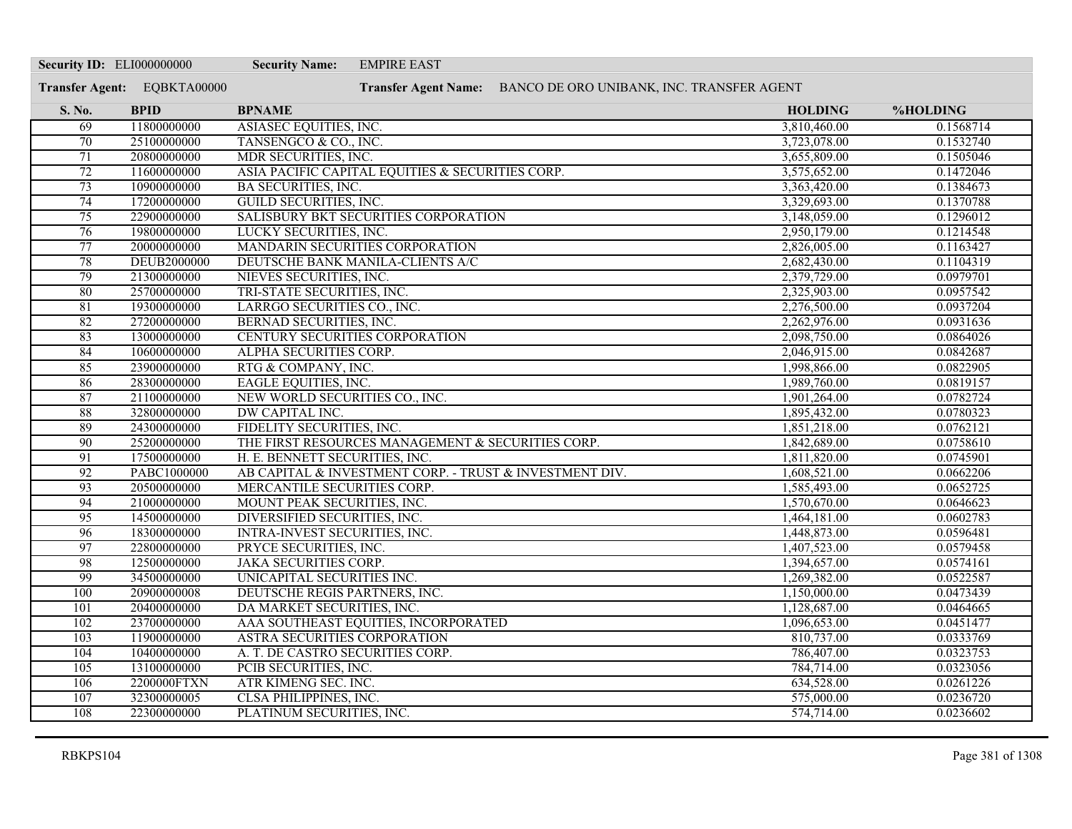**Security ID:** ELI000000000 **Security Name:** EMPIRE EAST

**Transfer Agent:** EQBKTA00000 **Transfer Agent Name:** BANCO DE ORO UNIBANK, INC. TRANSFER AGENT

| S. No. | BPID | BPNAME | HOLDING | %HOLDING |
|---|---|---|---|---|
| 69 | 11800000000 | ASIASEC EQUITIES, INC. | 3,810,460.00 | 0.1568714 |
| 70 | 25100000000 | TANSENGCO & CO., INC. | 3,723,078.00 | 0.1532740 |
| 71 | 20800000000 | MDR SECURITIES, INC. | 3,655,809.00 | 0.1505046 |
| 72 | 11600000000 | ASIA PACIFIC CAPITAL EQUITIES & SECURITIES CORP. | 3,575,652.00 | 0.1472046 |
| 73 | 10900000000 | BA SECURITIES, INC. | 3,363,420.00 | 0.1384673 |
| 74 | 17200000000 | GUILD SECURITIES, INC. | 3,329,693.00 | 0.1370788 |
| 75 | 22900000000 | SALISBURY BKT SECURITIES CORPORATION | 3,148,059.00 | 0.1296012 |
| 76 | 19800000000 | LUCKY SECURITIES, INC. | 2,950,179.00 | 0.1214548 |
| 77 | 20000000000 | MANDARIN SECURITIES CORPORATION | 2,826,005.00 | 0.1163427 |
| 78 | DEUB2000000 | DEUTSCHE BANK MANILA-CLIENTS A/C | 2,682,430.00 | 0.1104319 |
| 79 | 21300000000 | NIEVES SECURITIES, INC. | 2,379,729.00 | 0.0979701 |
| 80 | 25700000000 | TRI-STATE SECURITIES, INC. | 2,325,903.00 | 0.0957542 |
| 81 | 19300000000 | LARRGO SECURITIES CO., INC. | 2,276,500.00 | 0.0937204 |
| 82 | 27200000000 | BERNAD SECURITIES, INC. | 2,262,976.00 | 0.0931636 |
| 83 | 13000000000 | CENTURY SECURITIES CORPORATION | 2,098,750.00 | 0.0864026 |
| 84 | 10600000000 | ALPHA SECURITIES CORP. | 2,046,915.00 | 0.0842687 |
| 85 | 23900000000 | RTG & COMPANY, INC. | 1,998,866.00 | 0.0822905 |
| 86 | 28300000000 | EAGLE EQUITIES, INC. | 1,989,760.00 | 0.0819157 |
| 87 | 21100000000 | NEW WORLD SECURITIES CO., INC. | 1,901,264.00 | 0.0782724 |
| 88 | 32800000000 | DW CAPITAL INC. | 1,895,432.00 | 0.0780323 |
| 89 | 24300000000 | FIDELITY SECURITIES, INC. | 1,851,218.00 | 0.0762121 |
| 90 | 25200000000 | THE FIRST RESOURCES MANAGEMENT & SECURITIES CORP. | 1,842,689.00 | 0.0758610 |
| 91 | 17500000000 | H. E. BENNETT SECURITIES, INC. | 1,811,820.00 | 0.0745901 |
| 92 | PABC1000000 | AB CAPITAL & INVESTMENT CORP. - TRUST & INVESTMENT DIV. | 1,608,521.00 | 0.0662206 |
| 93 | 20500000000 | MERCANTILE SECURITIES CORP. | 1,585,493.00 | 0.0652725 |
| 94 | 21000000000 | MOUNT PEAK SECURITIES, INC. | 1,570,670.00 | 0.0646623 |
| 95 | 14500000000 | DIVERSIFIED SECURITIES, INC. | 1,464,181.00 | 0.0602783 |
| 96 | 18300000000 | INTRA-INVEST SECURITIES, INC. | 1,448,873.00 | 0.0596481 |
| 97 | 22800000000 | PRYCE SECURITIES, INC. | 1,407,523.00 | 0.0579458 |
| 98 | 12500000000 | JAKA SECURITIES CORP. | 1,394,657.00 | 0.0574161 |
| 99 | 34500000000 | UNICAPITAL SECURITIES INC. | 1,269,382.00 | 0.0522587 |
| 100 | 20900000008 | DEUTSCHE REGIS PARTNERS, INC. | 1,150,000.00 | 0.0473439 |
| 101 | 20400000000 | DA MARKET SECURITIES, INC. | 1,128,687.00 | 0.0464665 |
| 102 | 23700000000 | AAA SOUTHEAST EQUITIES, INCORPORATED | 1,096,653.00 | 0.0451477 |
| 103 | 11900000000 | ASTRA SECURITIES CORPORATION | 810,737.00 | 0.0333769 |
| 104 | 10400000000 | A. T. DE CASTRO SECURITIES CORP. | 786,407.00 | 0.0323753 |
| 105 | 13100000000 | PCIB SECURITIES, INC. | 784,714.00 | 0.0323056 |
| 106 | 2200000FTXN | ATR KIMENG SEC. INC. | 634,528.00 | 0.0261226 |
| 107 | 32300000005 | CLSA PHILIPPINES, INC. | 575,000.00 | 0.0236720 |
| 108 | 22300000000 | PLATINUM SECURITIES, INC. | 574,714.00 | 0.0236602 |

RBKPS104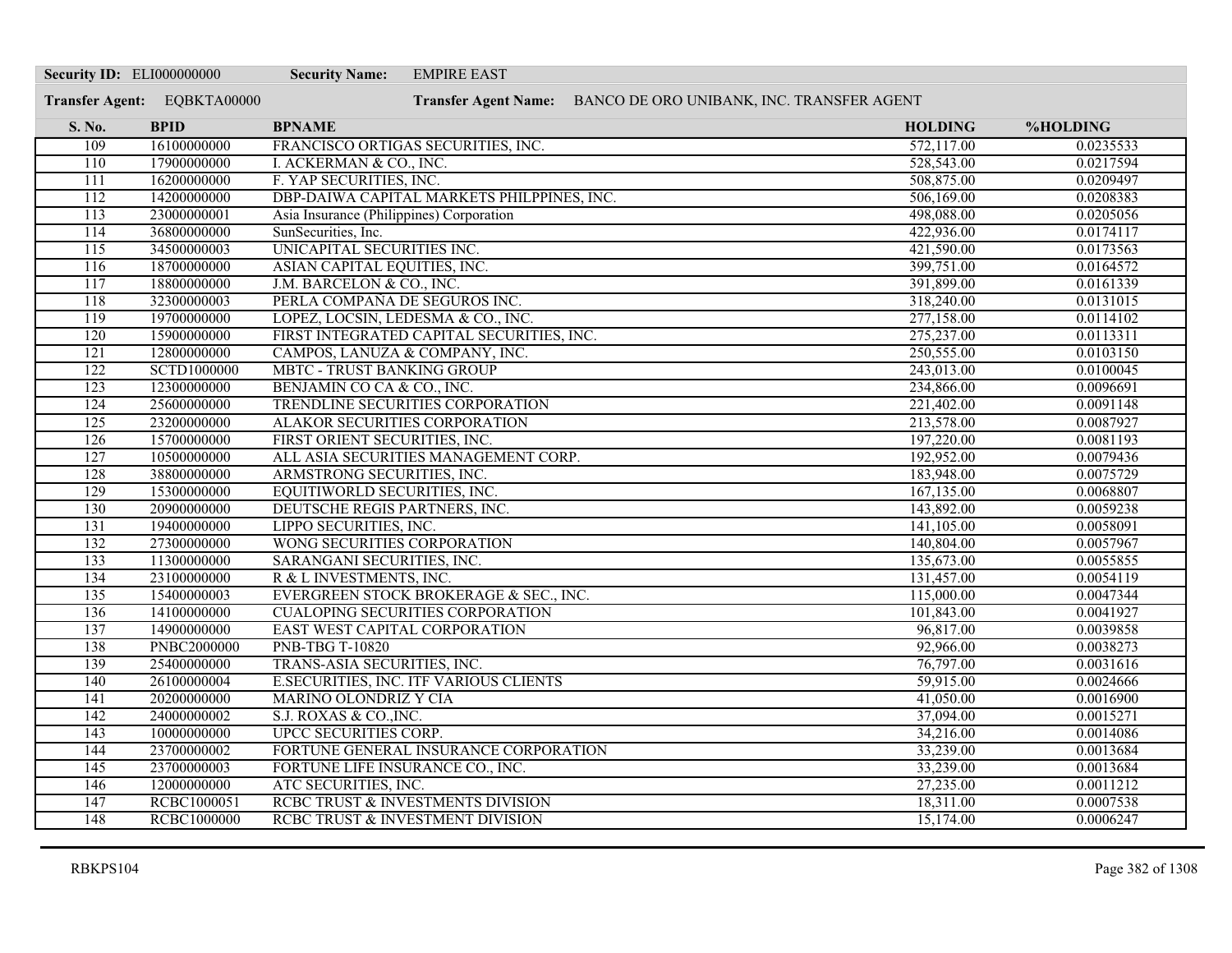**Security ID:** ELI000000000 **Security Name:** EMPIRE EAST

**Transfer Agent:** EQBKTA00000 **Transfer Agent Name:** BANCO DE ORO UNIBANK, INC. TRANSFER AGENT

| S. No. | BPID | BPNAME | HOLDING | %HOLDING |
|---|---|---|---|---|
| 109 | 16100000000 | FRANCISCO ORTIGAS SECURITIES, INC. | 572,117.00 | 0.0235533 |
| 110 | 17900000000 | I. ACKERMAN & CO., INC. | 528,543.00 | 0.0217594 |
| 111 | 16200000000 | F. YAP SECURITIES, INC. | 508,875.00 | 0.0209497 |
| 112 | 14200000000 | DBP-DAIWA CAPITAL MARKETS PHILPPINES, INC. | 506,169.00 | 0.0208383 |
| 113 | 23000000001 | Asia Insurance (Philippines) Corporation | 498,088.00 | 0.0205056 |
| 114 | 36800000000 | SunSecurities, Inc. | 422,936.00 | 0.0174117 |
| 115 | 34500000003 | UNICAPITAL SECURITIES INC. | 421,590.00 | 0.0173563 |
| 116 | 18700000000 | ASIAN CAPITAL EQUITIES, INC. | 399,751.00 | 0.0164572 |
| 117 | 18800000000 | J.M. BARCELON & CO., INC. | 391,899.00 | 0.0161339 |
| 118 | 32300000003 | PERLA COMPANA DE SEGUROS INC. | 318,240.00 | 0.0131015 |
| 119 | 19700000000 | LOPEZ, LOCSIN, LEDESMA & CO., INC. | 277,158.00 | 0.0114102 |
| 120 | 15900000000 | FIRST INTEGRATED CAPITAL SECURITIES, INC. | 275,237.00 | 0.0113311 |
| 121 | 12800000000 | CAMPOS, LANUZA & COMPANY, INC. | 250,555.00 | 0.0103150 |
| 122 | SCTD1000000 | MBTC - TRUST BANKING GROUP | 243,013.00 | 0.0100045 |
| 123 | 12300000000 | BENJAMIN CO CA & CO., INC. | 234,866.00 | 0.0096691 |
| 124 | 25600000000 | TRENDLINE SECURITIES CORPORATION | 221,402.00 | 0.0091148 |
| 125 | 23200000000 | ALAKOR SECURITIES CORPORATION | 213,578.00 | 0.0087927 |
| 126 | 15700000000 | FIRST ORIENT SECURITIES, INC. | 197,220.00 | 0.0081193 |
| 127 | 10500000000 | ALL ASIA SECURITIES MANAGEMENT CORP. | 192,952.00 | 0.0079436 |
| 128 | 38800000000 | ARMSTRONG SECURITIES, INC. | 183,948.00 | 0.0075729 |
| 129 | 15300000000 | EQUITIWORLD SECURITIES, INC. | 167,135.00 | 0.0068807 |
| 130 | 20900000000 | DEUTSCHE REGIS PARTNERS, INC. | 143,892.00 | 0.0059238 |
| 131 | 19400000000 | LIPPO SECURITIES, INC. | 141,105.00 | 0.0058091 |
| 132 | 27300000000 | WONG SECURITIES CORPORATION | 140,804.00 | 0.0057967 |
| 133 | 11300000000 | SARANGANI SECURITIES, INC. | 135,673.00 | 0.0055855 |
| 134 | 23100000000 | R & L INVESTMENTS, INC. | 131,457.00 | 0.0054119 |
| 135 | 15400000003 | EVERGREEN STOCK BROKERAGE & SEC., INC. | 115,000.00 | 0.0047344 |
| 136 | 14100000000 | CUALOPING SECURITIES CORPORATION | 101,843.00 | 0.0041927 |
| 137 | 14900000000 | EAST WEST CAPITAL CORPORATION | 96,817.00 | 0.0039858 |
| 138 | PNBC2000000 | PNB-TBG T-10820 | 92,966.00 | 0.0038273 |
| 139 | 25400000000 | TRANS-ASIA SECURITIES, INC. | 76,797.00 | 0.0031616 |
| 140 | 26100000004 | E.SECURITIES, INC. ITF VARIOUS CLIENTS | 59,915.00 | 0.0024666 |
| 141 | 20200000000 | MARINO OLONDRIZ Y CIA | 41,050.00 | 0.0016900 |
| 142 | 24000000002 | S.J. ROXAS & CO.,INC. | 37,094.00 | 0.0015271 |
| 143 | 10000000000 | UPCC SECURITIES CORP. | 34,216.00 | 0.0014086 |
| 144 | 23700000002 | FORTUNE GENERAL INSURANCE CORPORATION | 33,239.00 | 0.0013684 |
| 145 | 23700000003 | FORTUNE LIFE INSURANCE CO., INC. | 33,239.00 | 0.0013684 |
| 146 | 12000000000 | ATC SECURITIES, INC. | 27,235.00 | 0.0011212 |
| 147 | RCBC1000051 | RCBC TRUST & INVESTMENTS DIVISION | 18,311.00 | 0.0007538 |
| 148 | RCBC1000000 | RCBC TRUST & INVESTMENT DIVISION | 15,174.00 | 0.0006247 |

RBKPS104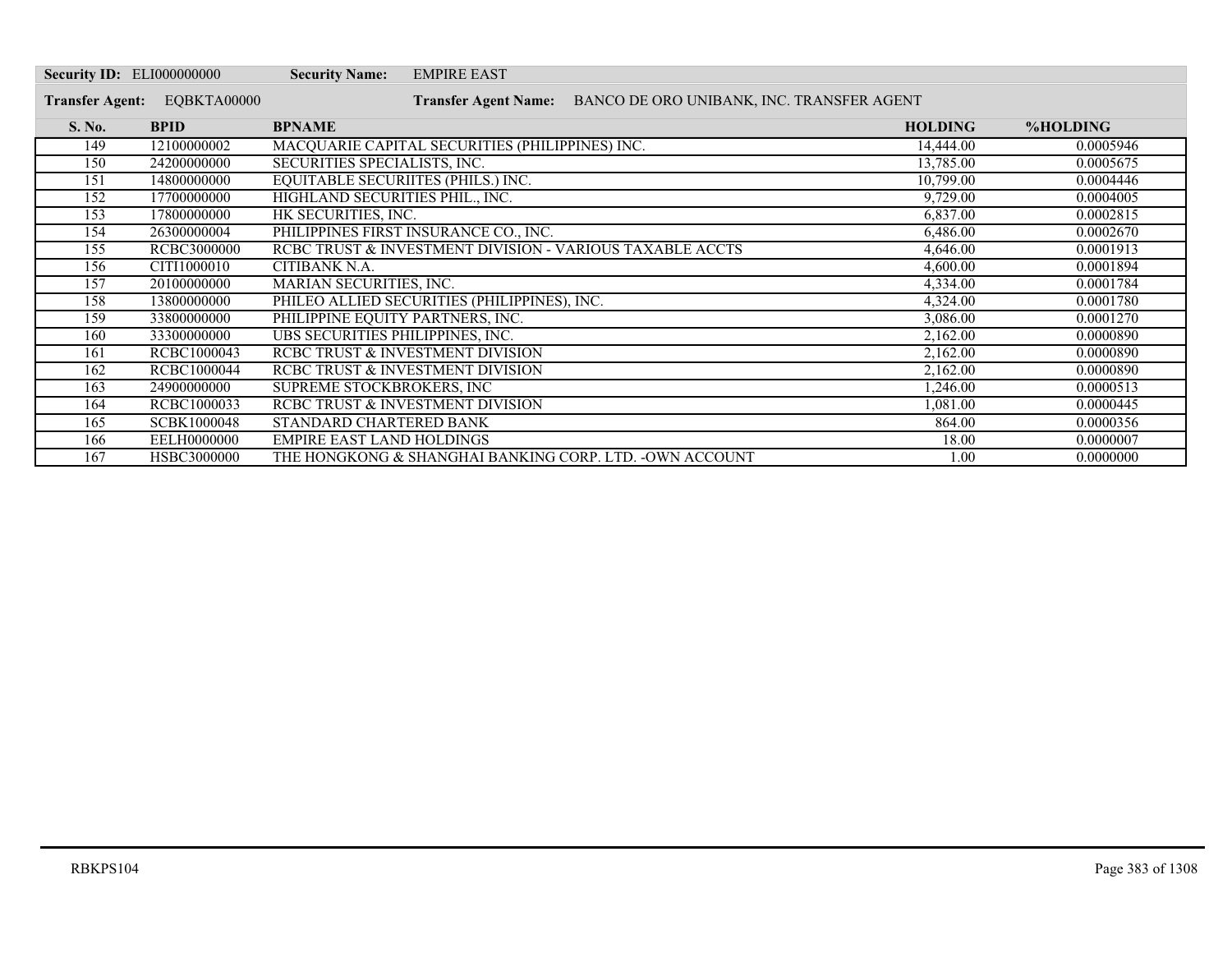**Security ID:** ELI000000000 **Security Name:** EMPIRE EAST

**Transfer Agent:** EQBKTA00000 **Transfer Agent Name:** BANCO DE ORO UNIBANK, INC. TRANSFER AGENT

| S. No. | BPID | BPNAME | HOLDING | %HOLDING |
|---|---|---|---|---|
| 149 | 12100000002 | MACQUARIE CAPITAL SECURITIES (PHILIPPINES) INC. | 14,444.00 | 0.0005946 |
| 150 | 24200000000 | SECURITIES SPECIALISTS, INC. | 13,785.00 | 0.0005675 |
| 151 | 14800000000 | EQUITABLE SECURIITES (PHILS.) INC. | 10,799.00 | 0.0004446 |
| 152 | 17700000000 | HIGHLAND SECURITIES PHIL., INC. | 9,729.00 | 0.0004005 |
| 153 | 17800000000 | HK SECURITIES, INC. | 6,837.00 | 0.0002815 |
| 154 | 26300000004 | PHILIPPINES FIRST INSURANCE CO., INC. | 6,486.00 | 0.0002670 |
| 155 | RCBC3000000 | RCBC TRUST & INVESTMENT DIVISION - VARIOUS TAXABLE ACCTS | 4,646.00 | 0.0001913 |
| 156 | CITI1000010 | CITIBANK N.A. | 4,600.00 | 0.0001894 |
| 157 | 20100000000 | MARIAN SECURITIES, INC. | 4,334.00 | 0.0001784 |
| 158 | 13800000000 | PHILEO ALLIED SECURITIES (PHILIPPINES), INC. | 4,324.00 | 0.0001780 |
| 159 | 33800000000 | PHILIPPINE EQUITY PARTNERS, INC. | 3,086.00 | 0.0001270 |
| 160 | 33300000000 | UBS SECURITIES PHILIPPINES, INC. | 2,162.00 | 0.0000890 |
| 161 | RCBC1000043 | RCBC TRUST & INVESTMENT DIVISION | 2,162.00 | 0.0000890 |
| 162 | RCBC1000044 | RCBC TRUST & INVESTMENT DIVISION | 2,162.00 | 0.0000890 |
| 163 | 24900000000 | SUPREME STOCKBROKERS, INC | 1,246.00 | 0.0000513 |
| 164 | RCBC1000033 | RCBC TRUST & INVESTMENT DIVISION | 1,081.00 | 0.0000445 |
| 165 | SCBK1000048 | STANDARD CHARTERED BANK | 864.00 | 0.0000356 |
| 166 | EELH0000000 | EMPIRE EAST LAND HOLDINGS | 18.00 | 0.0000007 |
| 167 | HSBC3000000 | THE HONGKONG & SHANGHAI BANKING CORP. LTD. -OWN ACCOUNT | 1.00 | 0.0000000 |

RBKPS104